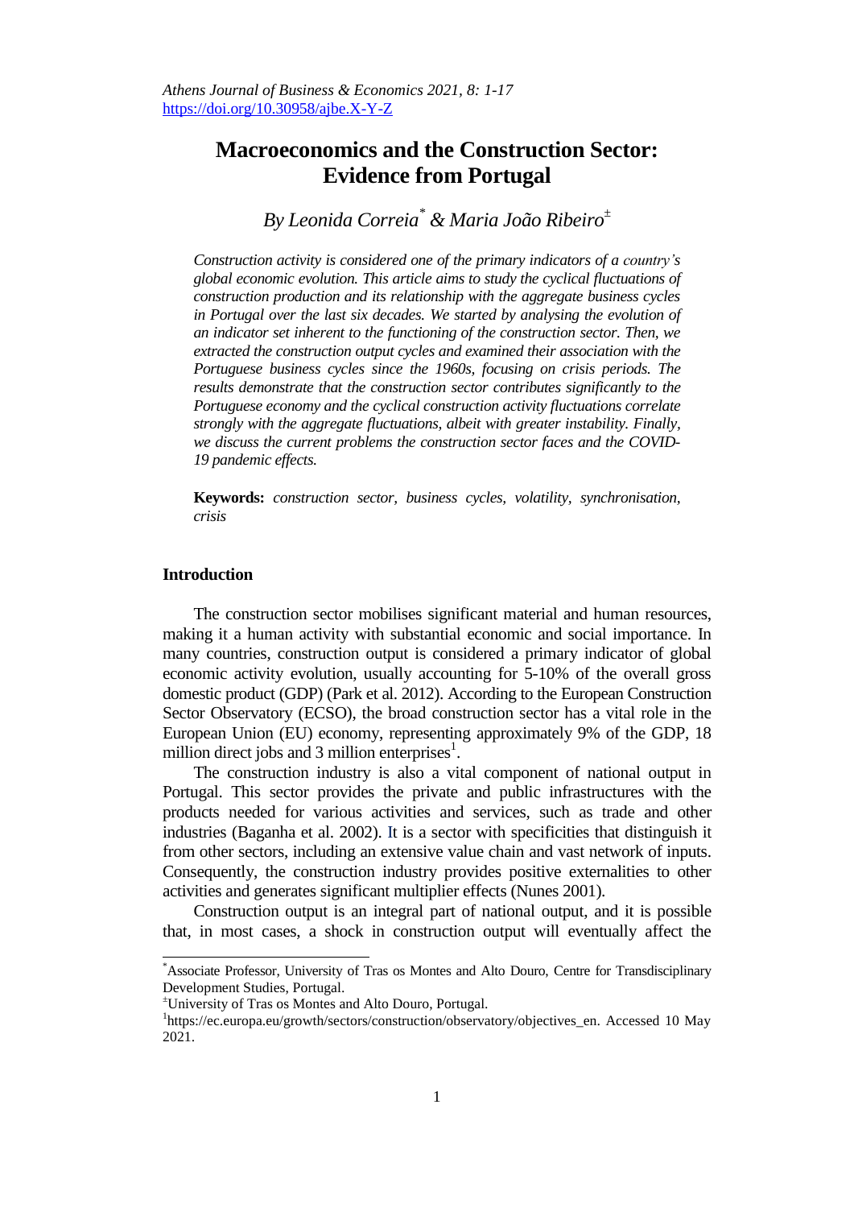# Macroeconomics and the Construction Sector: Evidence from Portugal

*By Leonida Correia[*] & Maria João Ribeiro[±]*

*Construction activity is considered one of the primary indicators of a country's global economic evolution. This article aims to study the cyclical fluctuations of construction production and its relationship with the aggregate business cycles in Portugal over the last six decades. We started by analysing the evolution of an indicator set inherent to the functioning of the construction sector. Then, we extracted the construction output cycles and examined their association with the Portuguese business cycles since the 1960s, focusing on crisis periods. The results demonstrate that the construction sector contributes significantly to the Portuguese economy and the cyclical construction activity fluctuations correlate strongly with the aggregate fluctuations, albeit with greater instability. Finally, we discuss the current problems the construction sector faces and the COVID-19 pandemic effects.*

**Keywords:** *construction sector, business cycles, volatility, synchronisation, crisis*

## Introduction

The construction sector mobilises significant material and human resources, making it a human activity with substantial economic and social importance. In many countries, construction output is considered a primary indicator of global economic activity evolution, usually accounting for 5-10% of the overall gross domestic product (GDP) (Park et al. 2012). According to the European Construction Sector Observatory (ECSO), the broad construction sector has a vital role in the European Union (EU) economy, representing approximately 9% of the GDP, 18 million direct jobs and 3 million enterprises[1].

The construction industry is also a vital component of national output in Portugal. This sector provides the private and public infrastructures with the products needed for various activities and services, such as trade and other industries (Baganha et al. 2002). It is a sector with specificities that distinguish it from other sectors, including an extensive value chain and vast network of inputs. Consequently, the construction industry provides positive externalities to other activities and generates significant multiplier effects (Nunes 2001).

Construction output is an integral part of national output, and it is possible that, in most cases, a shock in construction output will eventually affect the

---

[*] Associate Professor, University of Tras os Montes and Alto Douro, Centre for Transdisciplinary Development Studies, Portugal.

[±] University of Tras os Montes and Alto Douro, Portugal.

[1] https://ec.europa.eu/growth/sectors/construction/observatory/objectives_en. Accessed 10 May 2021.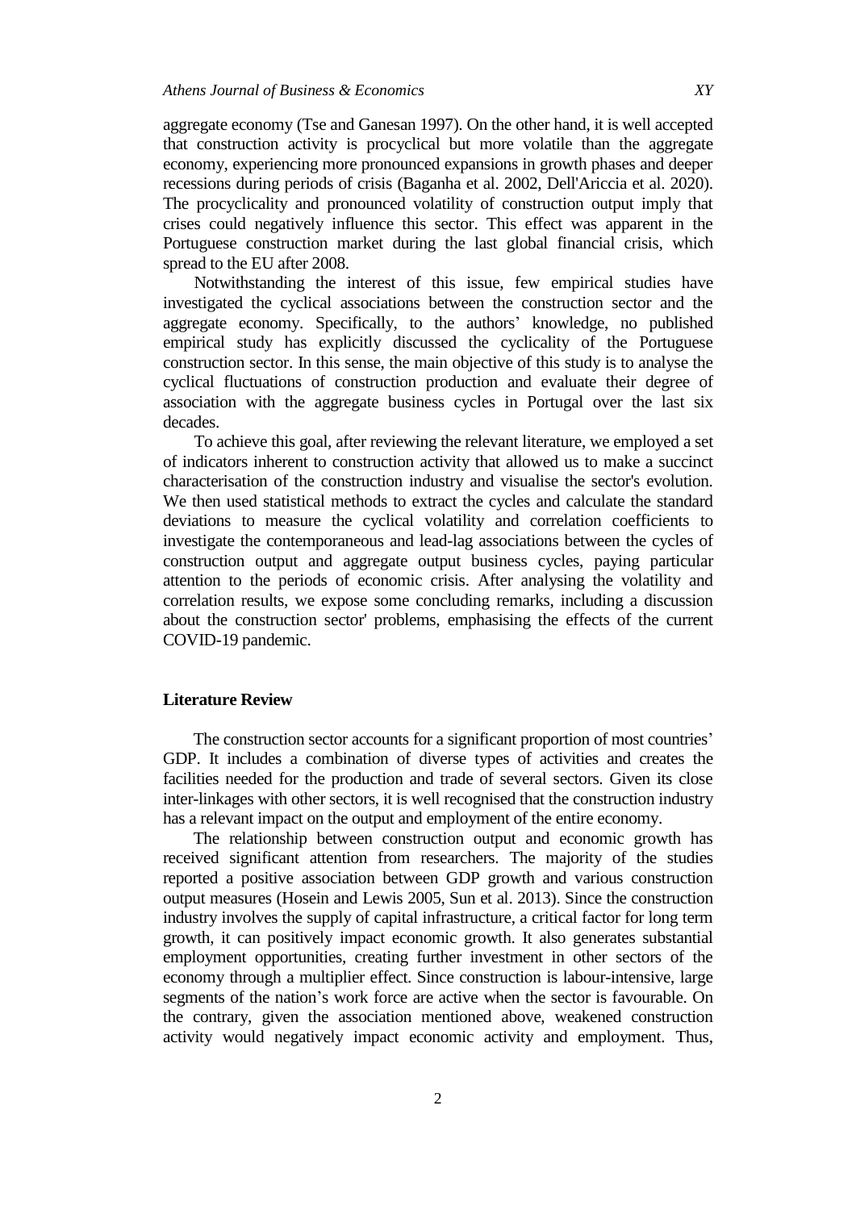aggregate economy (Tse and Ganesan 1997). On the other hand, it is well accepted that construction activity is procyclical but more volatile than the aggregate economy, experiencing more pronounced expansions in growth phases and deeper recessions during periods of crisis (Baganha et al. 2002, Dell'Ariccia et al. 2020). The procyclicality and pronounced volatility of construction output imply that crises could negatively influence this sector. This effect was apparent in the Portuguese construction market during the last global financial crisis, which spread to the EU after 2008.

Notwithstanding the interest of this issue, few empirical studies have investigated the cyclical associations between the construction sector and the aggregate economy. Specifically, to the authors' knowledge, no published empirical study has explicitly discussed the cyclicality of the Portuguese construction sector. In this sense, the main objective of this study is to analyse the cyclical fluctuations of construction production and evaluate their degree of association with the aggregate business cycles in Portugal over the last six decades.

To achieve this goal, after reviewing the relevant literature, we employed a set of indicators inherent to construction activity that allowed us to make a succinct characterisation of the construction industry and visualise the sector's evolution. We then used statistical methods to extract the cycles and calculate the standard deviations to measure the cyclical volatility and correlation coefficients to investigate the contemporaneous and lead-lag associations between the cycles of construction output and aggregate output business cycles, paying particular attention to the periods of economic crisis. After analysing the volatility and correlation results, we expose some concluding remarks, including a discussion about the construction sector' problems, emphasising the effects of the current COVID-19 pandemic.

## Literature Review

The construction sector accounts for a significant proportion of most countries' GDP. It includes a combination of diverse types of activities and creates the facilities needed for the production and trade of several sectors. Given its close inter-linkages with other sectors, it is well recognised that the construction industry has a relevant impact on the output and employment of the entire economy.

The relationship between construction output and economic growth has received significant attention from researchers. The majority of the studies reported a positive association between GDP growth and various construction output measures (Hosein and Lewis 2005, Sun et al. 2013). Since the construction industry involves the supply of capital infrastructure, a critical factor for long term growth, it can positively impact economic growth. It also generates substantial employment opportunities, creating further investment in other sectors of the economy through a multiplier effect. Since construction is labour-intensive, large segments of the nation's work force are active when the sector is favourable. On the contrary, given the association mentioned above, weakened construction activity would negatively impact economic activity and employment. Thus,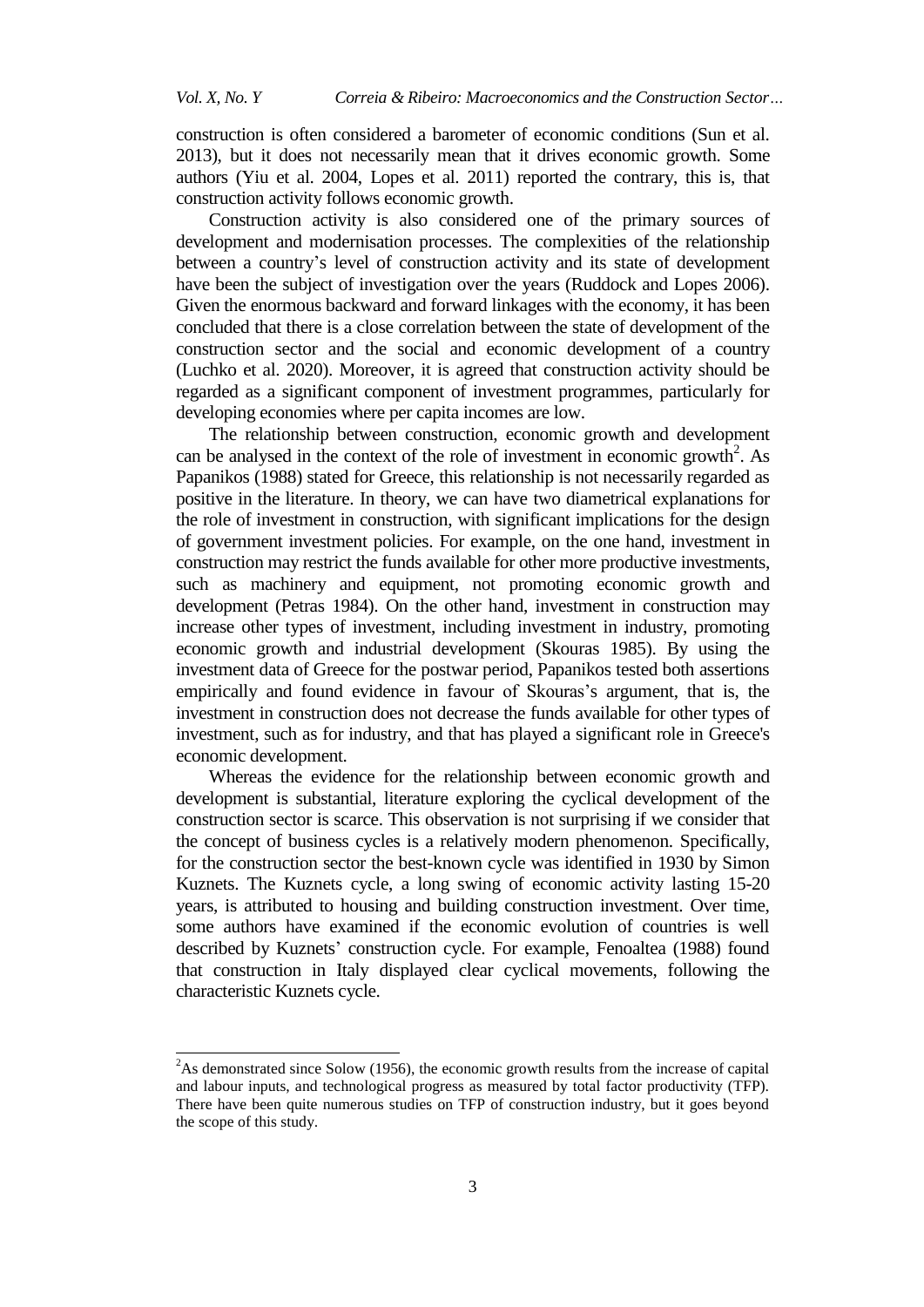construction is often considered a barometer of economic conditions (Sun et al. 2013), but it does not necessarily mean that it drives economic growth. Some authors (Yiu et al. 2004, Lopes et al. 2011) reported the contrary, this is, that construction activity follows economic growth.

Construction activity is also considered one of the primary sources of development and modernisation processes. The complexities of the relationship between a country's level of construction activity and its state of development have been the subject of investigation over the years (Ruddock and Lopes 2006). Given the enormous backward and forward linkages with the economy, it has been concluded that there is a close correlation between the state of development of the construction sector and the social and economic development of a country (Luchko et al. 2020). Moreover, it is agreed that construction activity should be regarded as a significant component of investment programmes, particularly for developing economies where per capita incomes are low.

The relationship between construction, economic growth and development can be analysed in the context of the role of investment in economic growth[2]. As Papanikos (1988) stated for Greece, this relationship is not necessarily regarded as positive in the literature. In theory, we can have two diametrical explanations for the role of investment in construction, with significant implications for the design of government investment policies. For example, on the one hand, investment in construction may restrict the funds available for other more productive investments, such as machinery and equipment, not promoting economic growth and development (Petras 1984). On the other hand, investment in construction may increase other types of investment, including investment in industry, promoting economic growth and industrial development (Skouras 1985). By using the investment data of Greece for the postwar period, Papanikos tested both assertions empirically and found evidence in favour of Skouras's argument, that is, the investment in construction does not decrease the funds available for other types of investment, such as for industry, and that has played a significant role in Greece's economic development.

Whereas the evidence for the relationship between economic growth and development is substantial, literature exploring the cyclical development of the construction sector is scarce. This observation is not surprising if we consider that the concept of business cycles is a relatively modern phenomenon. Specifically, for the construction sector the best-known cycle was identified in 1930 by Simon Kuznets. The Kuznets cycle, a long swing of economic activity lasting 15-20 years, is attributed to housing and building construction investment. Over time, some authors have examined if the economic evolution of countries is well described by Kuznets' construction cycle. For example, Fenoaltea (1988) found that construction in Italy displayed clear cyclical movements, following the characteristic Kuznets cycle.

---

[2] As demonstrated since Solow (1956), the economic growth results from the increase of capital and labour inputs, and technological progress as measured by total factor productivity (TFP). There have been quite numerous studies on TFP of construction industry, but it goes beyond the scope of this study.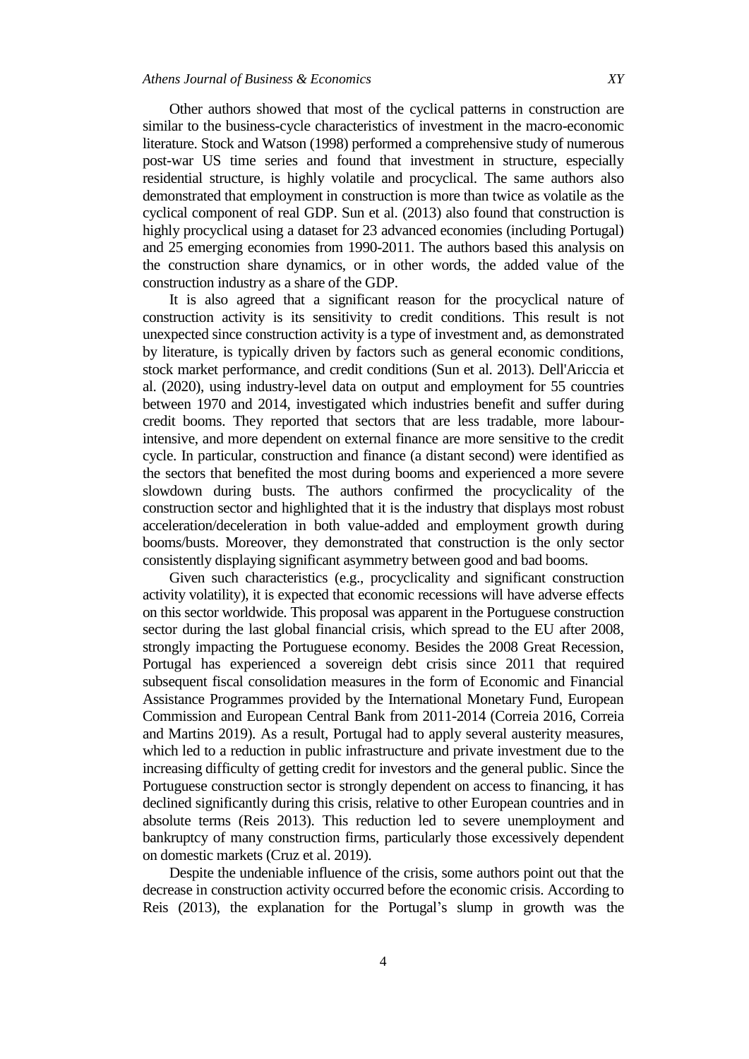Other authors showed that most of the cyclical patterns in construction are similar to the business-cycle characteristics of investment in the macro-economic literature. Stock and Watson (1998) performed a comprehensive study of numerous post-war US time series and found that investment in structure, especially residential structure, is highly volatile and procyclical. The same authors also demonstrated that employment in construction is more than twice as volatile as the cyclical component of real GDP. Sun et al. (2013) also found that construction is highly procyclical using a dataset for 23 advanced economies (including Portugal) and 25 emerging economies from 1990-2011. The authors based this analysis on the construction share dynamics, or in other words, the added value of the construction industry as a share of the GDP.

It is also agreed that a significant reason for the procyclical nature of construction activity is its sensitivity to credit conditions. This result is not unexpected since construction activity is a type of investment and, as demonstrated by literature, is typically driven by factors such as general economic conditions, stock market performance, and credit conditions (Sun et al. 2013). Dell'Ariccia et al. (2020), using industry-level data on output and employment for 55 countries between 1970 and 2014, investigated which industries benefit and suffer during credit booms. They reported that sectors that are less tradable, more labour-intensive, and more dependent on external finance are more sensitive to the credit cycle. In particular, construction and finance (a distant second) were identified as the sectors that benefited the most during booms and experienced a more severe slowdown during busts. The authors confirmed the procyclicality of the construction sector and highlighted that it is the industry that displays most robust acceleration/deceleration in both value-added and employment growth during booms/busts. Moreover, they demonstrated that construction is the only sector consistently displaying significant asymmetry between good and bad booms.

Given such characteristics (e.g., procyclicality and significant construction activity volatility), it is expected that economic recessions will have adverse effects on this sector worldwide. This proposal was apparent in the Portuguese construction sector during the last global financial crisis, which spread to the EU after 2008, strongly impacting the Portuguese economy. Besides the 2008 Great Recession, Portugal has experienced a sovereign debt crisis since 2011 that required subsequent fiscal consolidation measures in the form of Economic and Financial Assistance Programmes provided by the International Monetary Fund, European Commission and European Central Bank from 2011-2014 (Correia 2016, Correia and Martins 2019). As a result, Portugal had to apply several austerity measures, which led to a reduction in public infrastructure and private investment due to the increasing difficulty of getting credit for investors and the general public. Since the Portuguese construction sector is strongly dependent on access to financing, it has declined significantly during this crisis, relative to other European countries and in absolute terms (Reis 2013). This reduction led to severe unemployment and bankruptcy of many construction firms, particularly those excessively dependent on domestic markets (Cruz et al. 2019).

Despite the undeniable influence of the crisis, some authors point out that the decrease in construction activity occurred before the economic crisis. According to Reis (2013), the explanation for the Portugal's slump in growth was the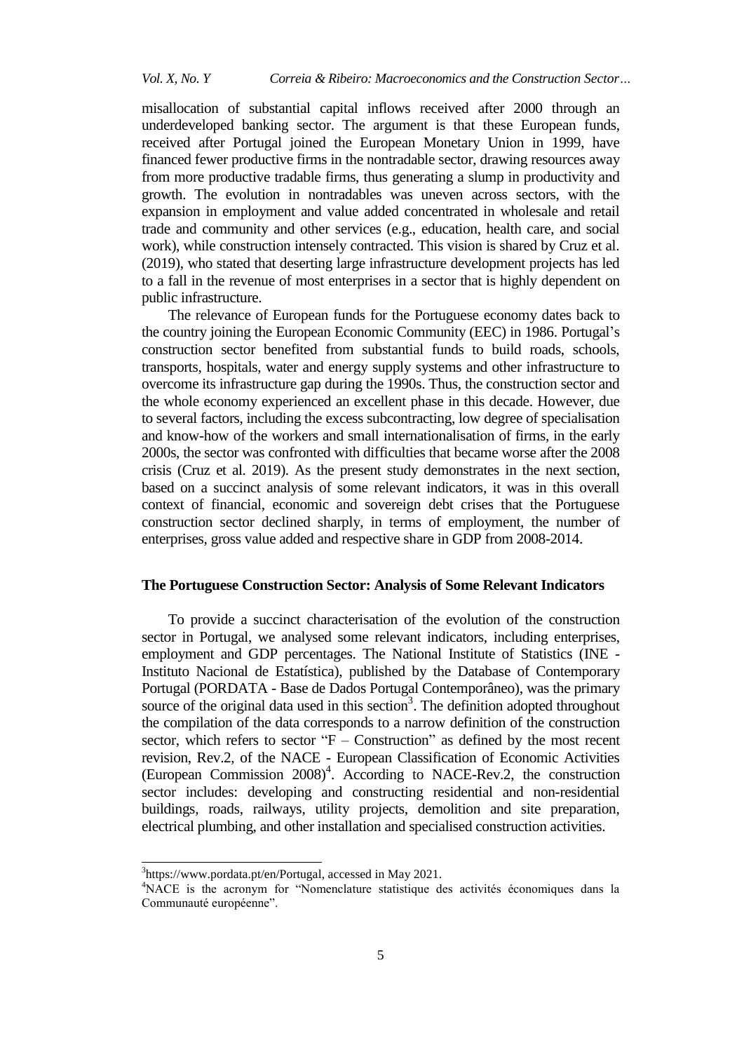misallocation of substantial capital inflows received after 2000 through an underdeveloped banking sector. The argument is that these European funds, received after Portugal joined the European Monetary Union in 1999, have financed fewer productive firms in the nontradable sector, drawing resources away from more productive tradable firms, thus generating a slump in productivity and growth. The evolution in nontradables was uneven across sectors, with the expansion in employment and value added concentrated in wholesale and retail trade and community and other services (e.g., education, health care, and social work), while construction intensely contracted. This vision is shared by Cruz et al. (2019), who stated that deserting large infrastructure development projects has led to a fall in the revenue of most enterprises in a sector that is highly dependent on public infrastructure.

The relevance of European funds for the Portuguese economy dates back to the country joining the European Economic Community (EEC) in 1986. Portugal's construction sector benefited from substantial funds to build roads, schools, transports, hospitals, water and energy supply systems and other infrastructure to overcome its infrastructure gap during the 1990s. Thus, the construction sector and the whole economy experienced an excellent phase in this decade. However, due to several factors, including the excess subcontracting, low degree of specialisation and know-how of the workers and small internationalisation of firms, in the early 2000s, the sector was confronted with difficulties that became worse after the 2008 crisis (Cruz et al. 2019). As the present study demonstrates in the next section, based on a succinct analysis of some relevant indicators, it was in this overall context of financial, economic and sovereign debt crises that the Portuguese construction sector declined sharply, in terms of employment, the number of enterprises, gross value added and respective share in GDP from 2008-2014.

## The Portuguese Construction Sector: Analysis of Some Relevant Indicators

To provide a succinct characterisation of the evolution of the construction sector in Portugal, we analysed some relevant indicators, including enterprises, employment and GDP percentages. The National Institute of Statistics (INE - Instituto Nacional de Estatística), published by the Database of Contemporary Portugal (PORDATA - Base de Dados Portugal Contemporâneo), was the primary source of the original data used in this section[3]. The definition adopted throughout the compilation of the data corresponds to a narrow definition of the construction sector, which refers to sector "F – Construction" as defined by the most recent revision, Rev.2, of the NACE - European Classification of Economic Activities (European Commission 2008)[4]. According to NACE-Rev.2, the construction sector includes: developing and constructing residential and non-residential buildings, roads, railways, utility projects, demolition and site preparation, electrical plumbing, and other installation and specialised construction activities.

---

[3] https://www.pordata.pt/en/Portugal, accessed in May 2021.

[4] NACE is the acronym for "Nomenclature statistique des activités économiques dans la Communauté européenne".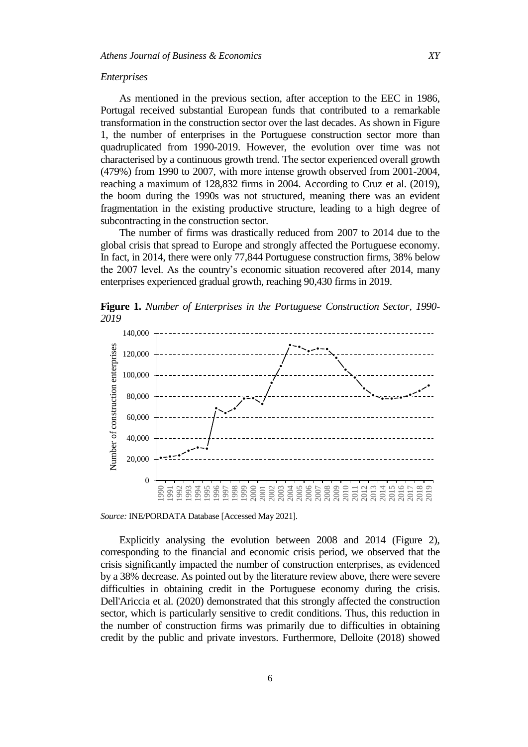*Enterprises*

As mentioned in the previous section, after acception to the EEC in 1986, Portugal received substantial European funds that contributed to a remarkable transformation in the construction sector over the last decades. As shown in Figure 1, the number of enterprises in the Portuguese construction sector more than quadruplicated from 1990-2019. However, the evolution over time was not characterised by a continuous growth trend. The sector experienced overall growth (479%) from 1990 to 2007, with more intense growth observed from 2001-2004, reaching a maximum of 128,832 firms in 2004. According to Cruz et al. (2019), the boom during the 1990s was not structured, meaning there was an evident fragmentation in the existing productive structure, leading to a high degree of subcontracting in the construction sector.

The number of firms was drastically reduced from 2007 to 2014 due to the global crisis that spread to Europe and strongly affected the Portuguese economy. In fact, in 2014, there were only 77,844 Portuguese construction firms, 38% below the 2007 level. As the country's economic situation recovered after 2014, many enterprises experienced gradual growth, reaching 90,430 firms in 2019.

**Figure 1.** *Number of Enterprises in the Portuguese Construction Sector, 1990-2019*

*Source:* INE/PORDATA Database [Accessed May 2021].

Explicitly analysing the evolution between 2008 and 2014 (Figure 2), corresponding to the financial and economic crisis period, we observed that the crisis significantly impacted the number of construction enterprises, as evidenced by a 38% decrease. As pointed out by the literature review above, there were severe difficulties in obtaining credit in the Portuguese economy during the crisis. Dell'Ariccia et al. (2020) demonstrated that this strongly affected the construction sector, which is particularly sensitive to credit conditions. Thus, this reduction in the number of construction firms was primarily due to difficulties in obtaining credit by the public and private investors. Furthermore, Delloite (2018) showed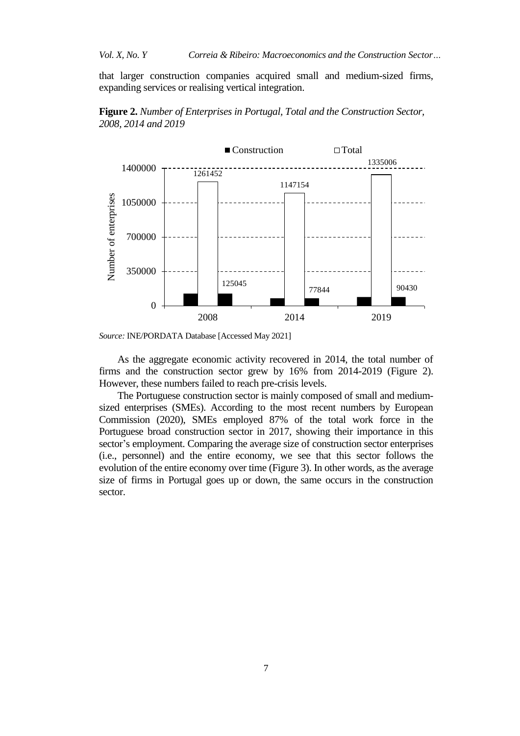that larger construction companies acquired small and medium-sized firms, expanding services or realising vertical integration.

**Figure 2.** *Number of Enterprises in Portugal, Total and the Construction Sector, 2008, 2014 and 2019*

| Year | Construction | Total |
|---|---|---|
| 2008 | 125045 | 1261452 |
| 2014 | 77844 | 1147154 |
| 2019 | 90430 | 1335006 |

*Source:* INE/PORDATA Database [Accessed May 2021]

As the aggregate economic activity recovered in 2014, the total number of firms and the construction sector grew by 16% from 2014-2019 (Figure 2). However, these numbers failed to reach pre-crisis levels.

The Portuguese construction sector is mainly composed of small and medium-sized enterprises (SMEs). According to the most recent numbers by European Commission (2020), SMEs employed 87% of the total work force in the Portuguese broad construction sector in 2017, showing their importance in this sector's employment. Comparing the average size of construction sector enterprises (i.e., personnel) and the entire economy, we see that this sector follows the evolution of the entire economy over time (Figure 3). In other words, as the average size of firms in Portugal goes up or down, the same occurs in the construction sector.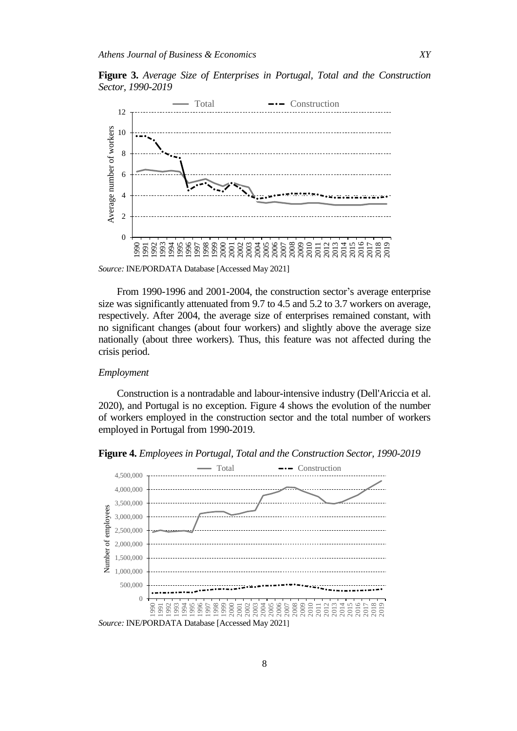**Figure 3.** *Average Size of Enterprises in Portugal, Total and the Construction Sector, 1990-2019*

*Source:* INE/PORDATA Database [Accessed May 2021]

From 1990-1996 and 2001-2004, the construction sector's average enterprise size was significantly attenuated from 9.7 to 4.5 and 5.2 to 3.7 workers on average, respectively. After 2004, the average size of enterprises remained constant, with no significant changes (about four workers) and slightly above the average size nationally (about three workers). Thus, this feature was not affected during the crisis period.

*Employment*

Construction is a nontradable and labour-intensive industry (Dell'Ariccia et al. 2020), and Portugal is no exception. Figure 4 shows the evolution of the number of workers employed in the construction sector and the total number of workers employed in Portugal from 1990-2019.

**Figure 4.** *Employees in Portugal, Total and the Construction Sector, 1990-2019*

*Source:* INE/PORDATA Database [Accessed May 2021]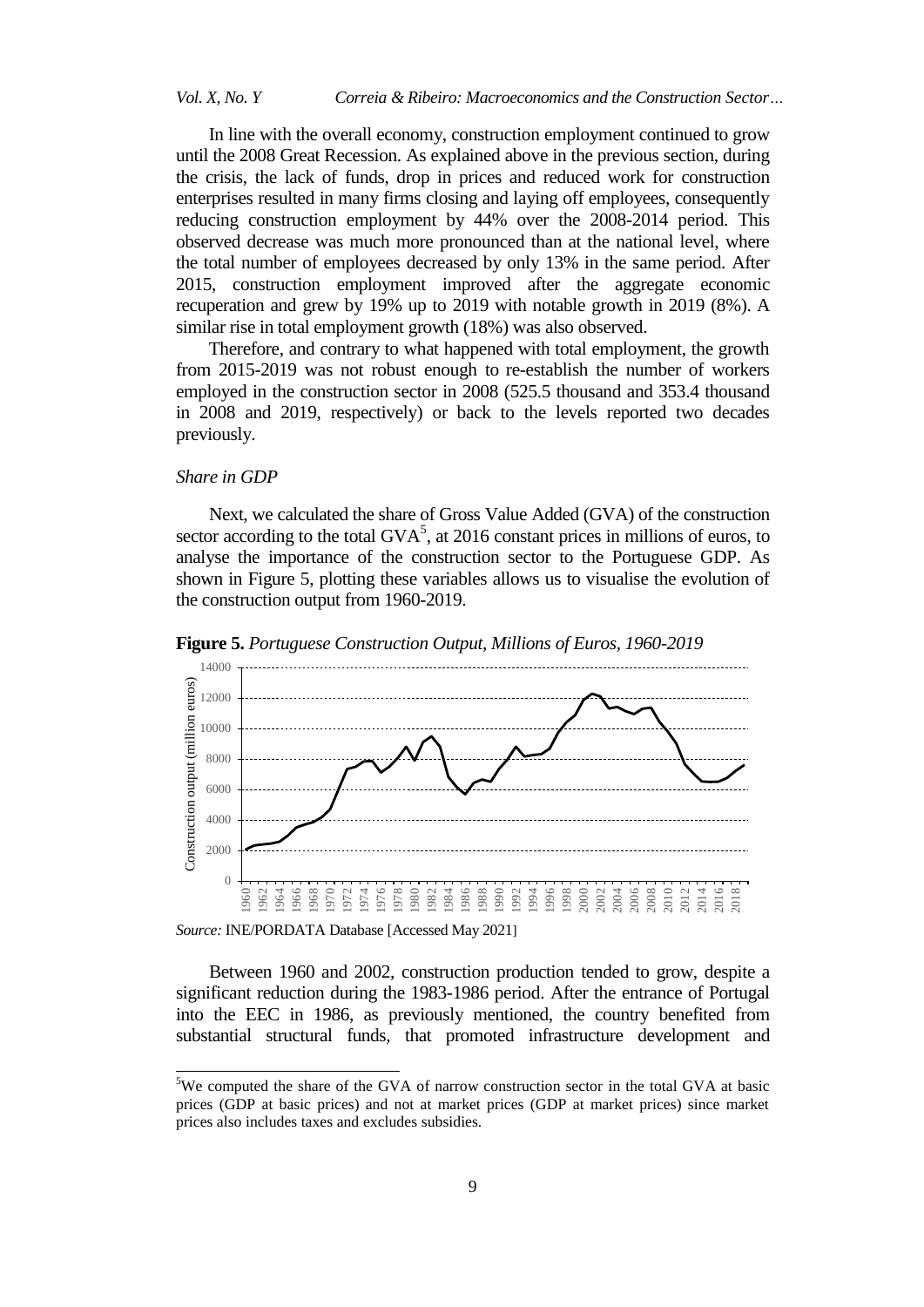In line with the overall economy, construction employment continued to grow until the 2008 Great Recession. As explained above in the previous section, during the crisis, the lack of funds, drop in prices and reduced work for construction enterprises resulted in many firms closing and laying off employees, consequently reducing construction employment by 44% over the 2008-2014 period. This observed decrease was much more pronounced than at the national level, where the total number of employees decreased by only 13% in the same period. After 2015, construction employment improved after the aggregate economic recuperation and grew by 19% up to 2019 with notable growth in 2019 (8%). A similar rise in total employment growth (18%) was also observed.

Therefore, and contrary to what happened with total employment, the growth from 2015-2019 was not robust enough to re-establish the number of workers employed in the construction sector in 2008 (525.5 thousand and 353.4 thousand in 2008 and 2019, respectively) or back to the levels reported two decades previously.

### *Share in GDP*

Next, we calculated the share of Gross Value Added (GVA) of the construction sector according to the total GVA[5], at 2016 constant prices in millions of euros, to analyse the importance of the construction sector to the Portuguese GDP. As shown in Figure 5, plotting these variables allows us to visualise the evolution of the construction output from 1960-2019.

**Figure 5.** *Portuguese Construction Output, Millions of Euros, 1960-2019*

*Source:* INE/PORDATA Database [Accessed May 2021]

Between 1960 and 2002, construction production tended to grow, despite a significant reduction during the 1983-1986 period. After the entrance of Portugal into the EEC in 1986, as previously mentioned, the country benefited from substantial structural funds, that promoted infrastructure development and

[5] We computed the share of the GVA of narrow construction sector in the total GVA at basic prices (GDP at basic prices) and not at market prices (GDP at market prices) since market prices also includes taxes and excludes subsidies.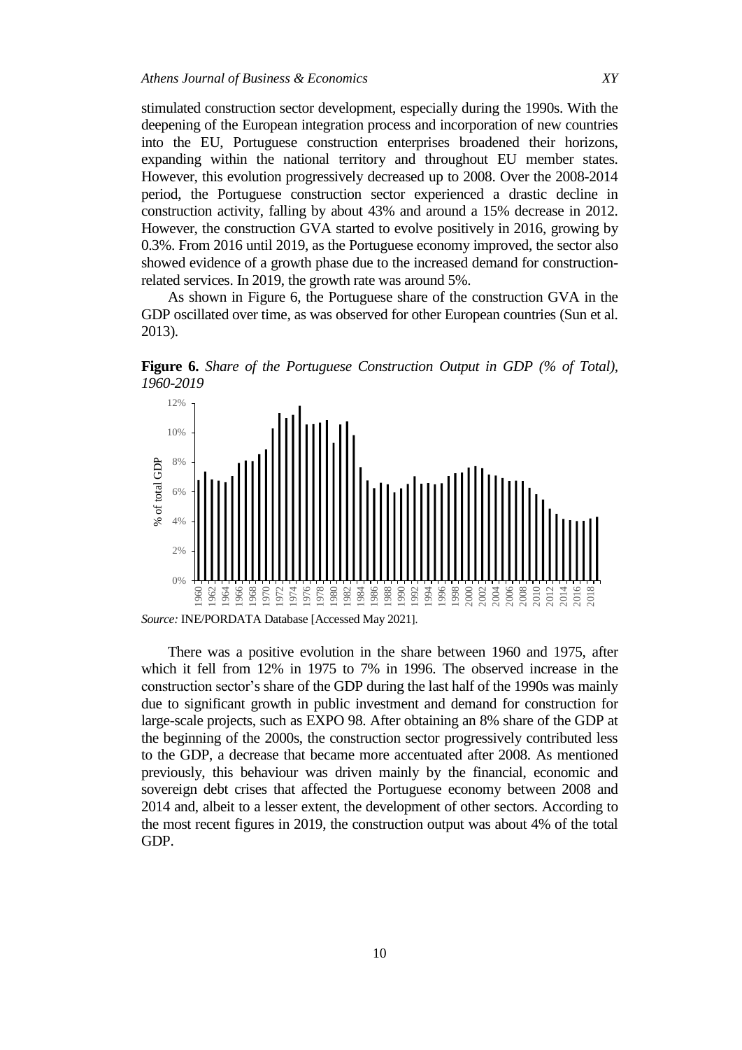stimulated construction sector development, especially during the 1990s. With the deepening of the European integration process and incorporation of new countries into the EU, Portuguese construction enterprises broadened their horizons, expanding within the national territory and throughout EU member states. However, this evolution progressively decreased up to 2008. Over the 2008-2014 period, the Portuguese construction sector experienced a drastic decline in construction activity, falling by about 43% and around a 15% decrease in 2012. However, the construction GVA started to evolve positively in 2016, growing by 0.3%. From 2016 until 2019, as the Portuguese economy improved, the sector also showed evidence of a growth phase due to the increased demand for construction-related services. In 2019, the growth rate was around 5%.

As shown in Figure 6, the Portuguese share of the construction GVA in the GDP oscillated over time, as was observed for other European countries (Sun et al. 2013).

**Figure 6.** *Share of the Portuguese Construction Output in GDP (% of Total), 1960-2019*

*Source:* INE/PORDATA Database [Accessed May 2021].

There was a positive evolution in the share between 1960 and 1975, after which it fell from 12% in 1975 to 7% in 1996. The observed increase in the construction sector's share of the GDP during the last half of the 1990s was mainly due to significant growth in public investment and demand for construction for large-scale projects, such as EXPO 98. After obtaining an 8% share of the GDP at the beginning of the 2000s, the construction sector progressively contributed less to the GDP, a decrease that became more accentuated after 2008. As mentioned previously, this behaviour was driven mainly by the financial, economic and sovereign debt crises that affected the Portuguese economy between 2008 and 2014 and, albeit to a lesser extent, the development of other sectors. According to the most recent figures in 2019, the construction output was about 4% of the total GDP.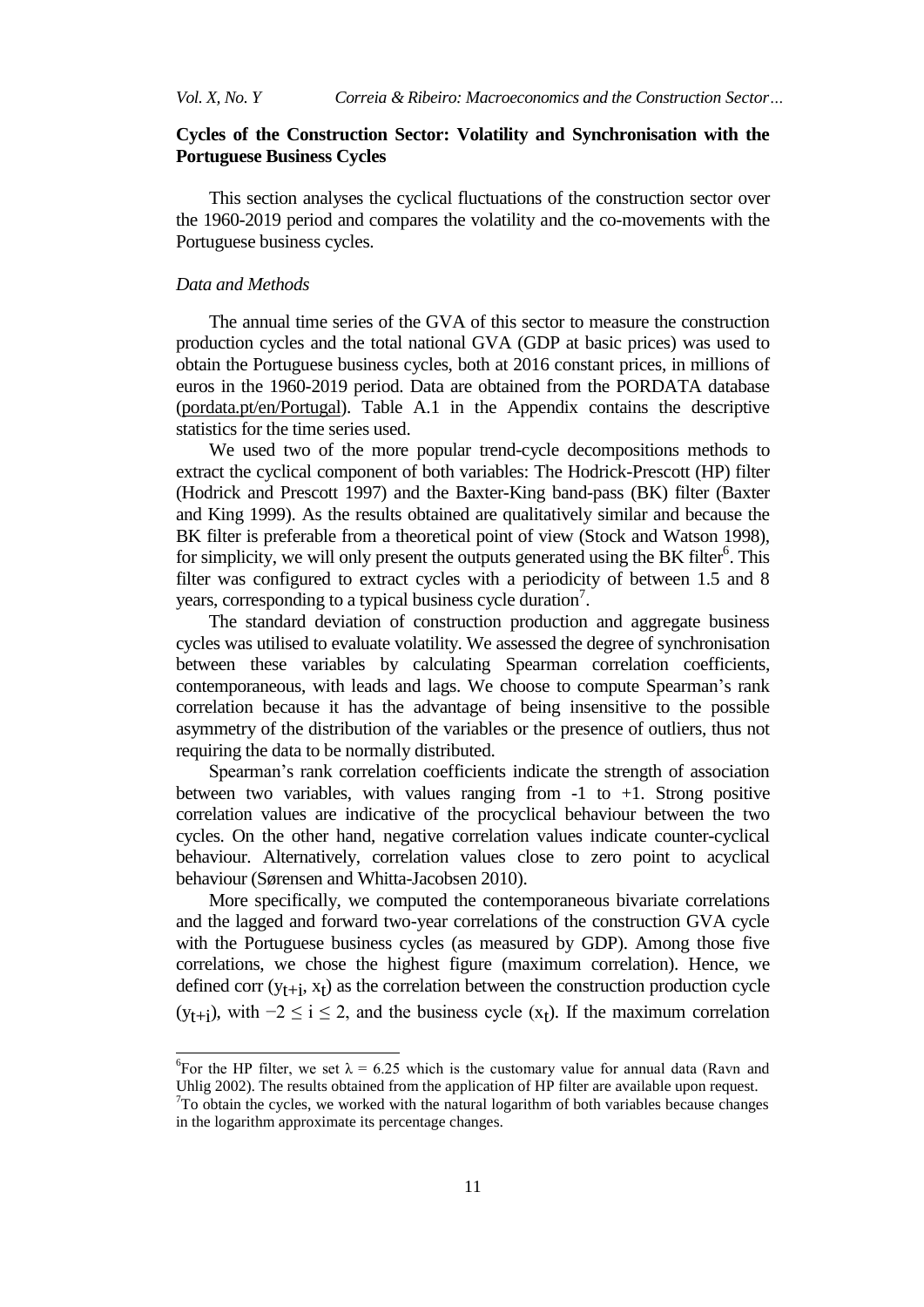## Cycles of the Construction Sector: Volatility and Synchronisation with the Portuguese Business Cycles

This section analyses the cyclical fluctuations of the construction sector over the 1960-2019 period and compares the volatility and the co-movements with the Portuguese business cycles.

### *Data and Methods*

The annual time series of the GVA of this sector to measure the construction production cycles and the total national GVA (GDP at basic prices) was used to obtain the Portuguese business cycles, both at 2016 constant prices, in millions of euros in the 1960-2019 period. Data are obtained from the PORDATA database (pordata.pt/en/Portugal). Table A.1 in the Appendix contains the descriptive statistics for the time series used.

We used two of the more popular trend-cycle decompositions methods to extract the cyclical component of both variables: The Hodrick-Prescott (HP) filter (Hodrick and Prescott 1997) and the Baxter-King band-pass (BK) filter (Baxter and King 1999). As the results obtained are qualitatively similar and because the BK filter is preferable from a theoretical point of view (Stock and Watson 1998), for simplicity, we will only present the outputs generated using the BK filter[6]. This filter was configured to extract cycles with a periodicity of between 1.5 and 8 years, corresponding to a typical business cycle duration[7].

The standard deviation of construction production and aggregate business cycles was utilised to evaluate volatility. We assessed the degree of synchronisation between these variables by calculating Spearman correlation coefficients, contemporaneous, with leads and lags. We choose to compute Spearman's rank correlation because it has the advantage of being insensitive to the possible asymmetry of the distribution of the variables or the presence of outliers, thus not requiring the data to be normally distributed.

Spearman's rank correlation coefficients indicate the strength of association between two variables, with values ranging from -1 to +1. Strong positive correlation values are indicative of the procyclical behaviour between the two cycles. On the other hand, negative correlation values indicate counter-cyclical behaviour. Alternatively, correlation values close to zero point to acyclical behaviour (Sørensen and Whitta-Jacobsen 2010).

More specifically, we computed the contemporaneous bivariate correlations and the lagged and forward two-year correlations of the construction GVA cycle with the Portuguese business cycles (as measured by GDP). Among those five correlations, we chose the highest figure (maximum correlation). Hence, we defined corr $(y_{t+i}, x_t)$ as the correlation between the construction production cycle $(y_{t+i})$, with $-2 \leq i \leq 2$, and the business cycle $(x_t)$. If the maximum correlation

---

[6] For the HP filter, we set $\lambda = 6.25$ which is the customary value for annual data (Ravn and Uhlig 2002). The results obtained from the application of HP filter are available upon request.

[7] To obtain the cycles, we worked with the natural logarithm of both variables because changes in the logarithm approximate its percentage changes.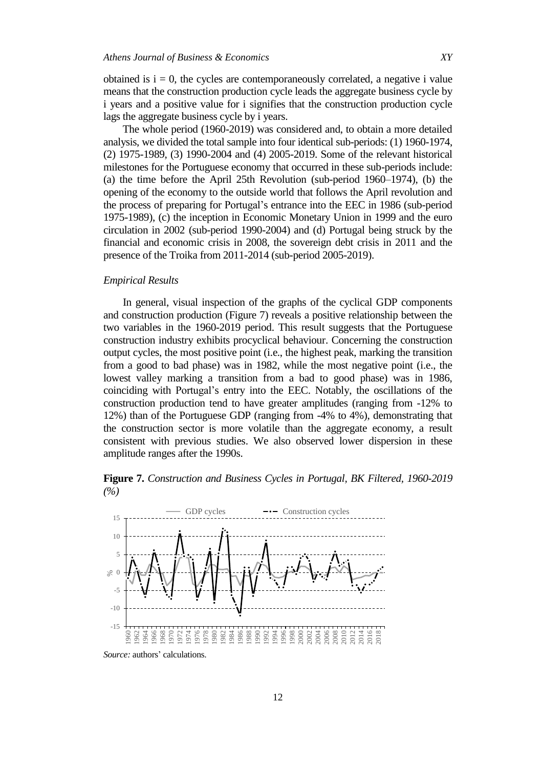obtained is i = 0, the cycles are contemporaneously correlated, a negative i value means that the construction production cycle leads the aggregate business cycle by i years and a positive value for i signifies that the construction production cycle lags the aggregate business cycle by i years.

The whole period (1960-2019) was considered and, to obtain a more detailed analysis, we divided the total sample into four identical sub-periods: (1) 1960-1974, (2) 1975-1989, (3) 1990-2004 and (4) 2005-2019. Some of the relevant historical milestones for the Portuguese economy that occurred in these sub-periods include: (a) the time before the April 25th Revolution (sub-period 1960–1974), (b) the opening of the economy to the outside world that follows the April revolution and the process of preparing for Portugal's entrance into the EEC in 1986 (sub-period 1975-1989), (c) the inception in Economic Monetary Union in 1999 and the euro circulation in 2002 (sub-period 1990-2004) and (d) Portugal being struck by the financial and economic crisis in 2008, the sovereign debt crisis in 2011 and the presence of the Troika from 2011-2014 (sub-period 2005-2019).

### *Empirical Results*

In general, visual inspection of the graphs of the cyclical GDP components and construction production (Figure 7) reveals a positive relationship between the two variables in the 1960-2019 period. This result suggests that the Portuguese construction industry exhibits procyclical behaviour. Concerning the construction output cycles, the most positive point (i.e., the highest peak, marking the transition from a good to bad phase) was in 1982, while the most negative point (i.e., the lowest valley marking a transition from a bad to good phase) was in 1986, coinciding with Portugal's entry into the EEC. Notably, the oscillations of the construction production tend to have greater amplitudes (ranging from -12% to 12%) than of the Portuguese GDP (ranging from -4% to 4%), demonstrating that the construction sector is more volatile than the aggregate economy, a result consistent with previous studies. We also observed lower dispersion in these amplitude ranges after the 1990s.

**Figure 7.** *Construction and Business Cycles in Portugal, BK Filtered, 1960-2019 (%)*

*Source:* authors' calculations.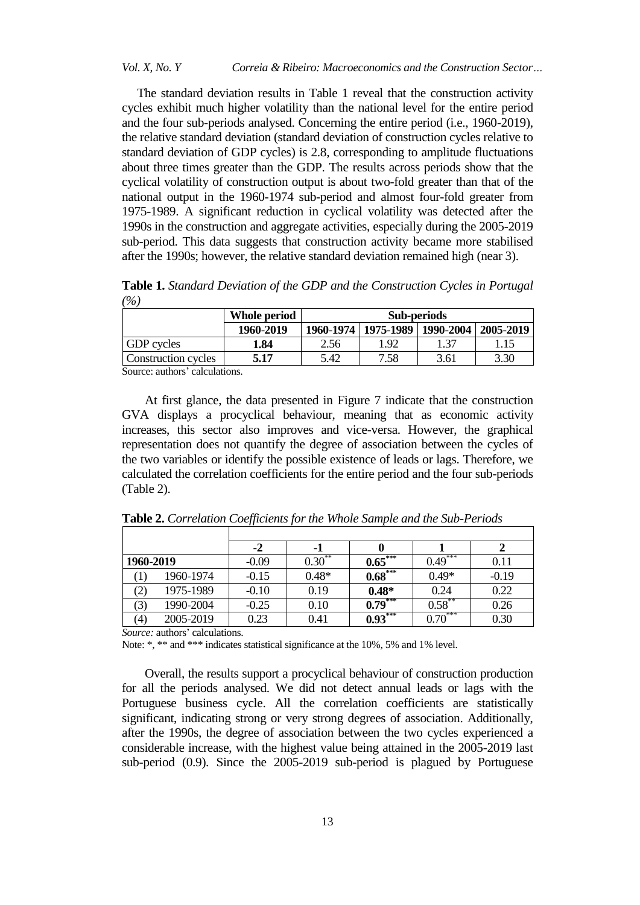The standard deviation results in Table 1 reveal that the construction activity cycles exhibit much higher volatility than the national level for the entire period and the four sub-periods analysed. Concerning the entire period (i.e., 1960-2019), the relative standard deviation (standard deviation of construction cycles relative to standard deviation of GDP cycles) is 2.8, corresponding to amplitude fluctuations about three times greater than the GDP. The results across periods show that the cyclical volatility of construction output is about two-fold greater than that of the national output in the 1960-1974 sub-period and almost four-fold greater from 1975-1989. A significant reduction in cyclical volatility was detected after the 1990s in the construction and aggregate activities, especially during the 2005-2019 sub-period. This data suggests that construction activity became more stabilised after the 1990s; however, the relative standard deviation remained high (near 3).

**Table 1.** *Standard Deviation of the GDP and the Construction Cycles in Portugal (%)*

| | **Whole period** | **Sub-periods** | | | |
|---|---|---|---|---|---|
| | **1960-2019** | **1960-1974** | **1975-1989** | **1990-2004** | **2005-2019** |
| GDP cycles | **1.84** | 2.56 | 1.92 | 1.37 | 1.15 |
| Construction cycles | **5.17** | 5.42 | 7.58 | 3.61 | 3.30 |

Source: authors' calculations.

At first glance, the data presented in Figure 7 indicate that the construction GVA displays a procyclical behaviour, meaning that as economic activity increases, this sector also improves and vice-versa. However, the graphical representation does not quantify the degree of association between the cycles of the two variables or identify the possible existence of leads or lags. Therefore, we calculated the correlation coefficients for the entire period and the four sub-periods (Table 2).

**Table 2.** *Correlation Coefficients for the Whole Sample and the Sub-Periods*

| | | **-2** | **-1** | **0** | **1** | **2** |
|---|---|---|---|---|---|---|
| **1960-2019** | | -0.09 | 0.30** | **0.65*****| 0.49*** | 0.11 |
| (1) | 1960-1974 | -0.15 | 0.48* | **0.68***** | 0.49* | -0.19 |
| (2) | 1975-1989 | -0.10 | 0.19 | **0.48*** | 0.24 | 0.22 |
| (3) | 1990-2004 | -0.25 | 0.10 | **0.79***** | 0.58** | 0.26 |
| (4) | 2005-2019 | 0.23 | 0.41 | **0.93***** | 0.70*** | 0.30 |

*Source:* authors' calculations.

Note: *, ** and *** indicates statistical significance at the 10%, 5% and 1% level.

Overall, the results support a procyclical behaviour of construction production for all the periods analysed. We did not detect annual leads or lags with the Portuguese business cycle. All the correlation coefficients are statistically significant, indicating strong or very strong degrees of association. Additionally, after the 1990s, the degree of association between the two cycles experienced a considerable increase, with the highest value being attained in the 2005-2019 last sub-period (0.9). Since the 2005-2019 sub-period is plagued by Portuguese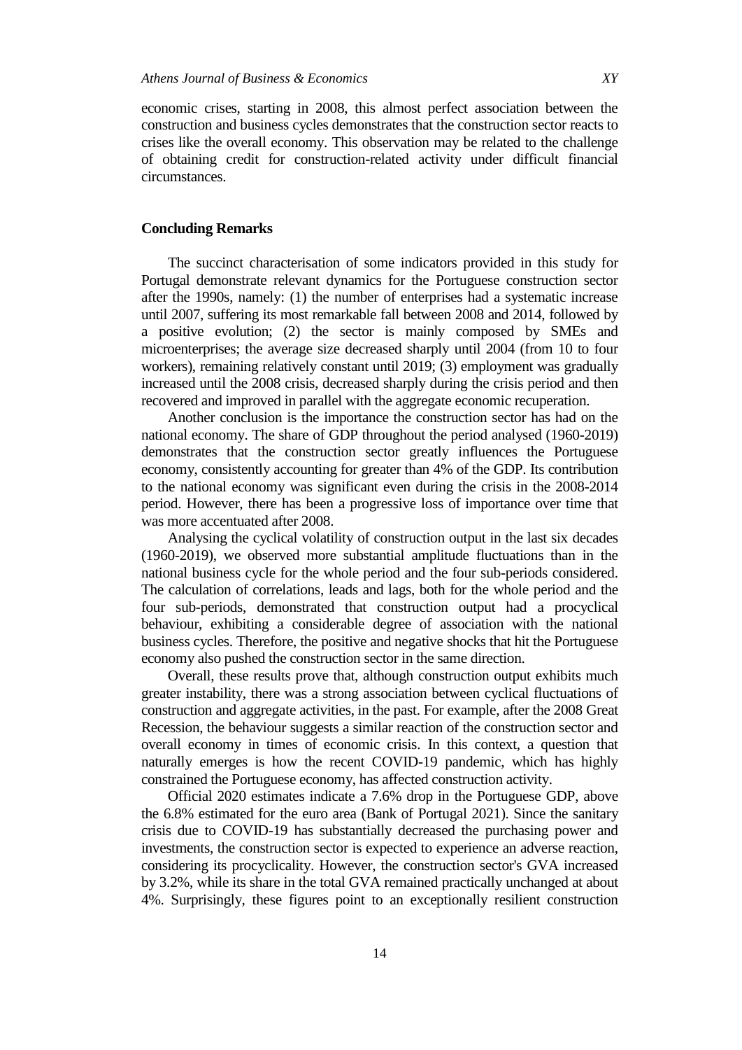economic crises, starting in 2008, this almost perfect association between the construction and business cycles demonstrates that the construction sector reacts to crises like the overall economy. This observation may be related to the challenge of obtaining credit for construction-related activity under difficult financial circumstances.

## Concluding Remarks

The succinct characterisation of some indicators provided in this study for Portugal demonstrate relevant dynamics for the Portuguese construction sector after the 1990s, namely: (1) the number of enterprises had a systematic increase until 2007, suffering its most remarkable fall between 2008 and 2014, followed by a positive evolution; (2) the sector is mainly composed by SMEs and microenterprises; the average size decreased sharply until 2004 (from 10 to four workers), remaining relatively constant until 2019; (3) employment was gradually increased until the 2008 crisis, decreased sharply during the crisis period and then recovered and improved in parallel with the aggregate economic recuperation.

Another conclusion is the importance the construction sector has had on the national economy. The share of GDP throughout the period analysed (1960-2019) demonstrates that the construction sector greatly influences the Portuguese economy, consistently accounting for greater than 4% of the GDP. Its contribution to the national economy was significant even during the crisis in the 2008-2014 period. However, there has been a progressive loss of importance over time that was more accentuated after 2008.

Analysing the cyclical volatility of construction output in the last six decades (1960-2019), we observed more substantial amplitude fluctuations than in the national business cycle for the whole period and the four sub-periods considered. The calculation of correlations, leads and lags, both for the whole period and the four sub-periods, demonstrated that construction output had a procyclical behaviour, exhibiting a considerable degree of association with the national business cycles. Therefore, the positive and negative shocks that hit the Portuguese economy also pushed the construction sector in the same direction.

Overall, these results prove that, although construction output exhibits much greater instability, there was a strong association between cyclical fluctuations of construction and aggregate activities, in the past. For example, after the 2008 Great Recession, the behaviour suggests a similar reaction of the construction sector and overall economy in times of economic crisis. In this context, a question that naturally emerges is how the recent COVID-19 pandemic, which has highly constrained the Portuguese economy, has affected construction activity.

Official 2020 estimates indicate a 7.6% drop in the Portuguese GDP, above the 6.8% estimated for the euro area (Bank of Portugal 2021). Since the sanitary crisis due to COVID-19 has substantially decreased the purchasing power and investments, the construction sector is expected to experience an adverse reaction, considering its procyclicality. However, the construction sector's GVA increased by 3.2%, while its share in the total GVA remained practically unchanged at about 4%. Surprisingly, these figures point to an exceptionally resilient construction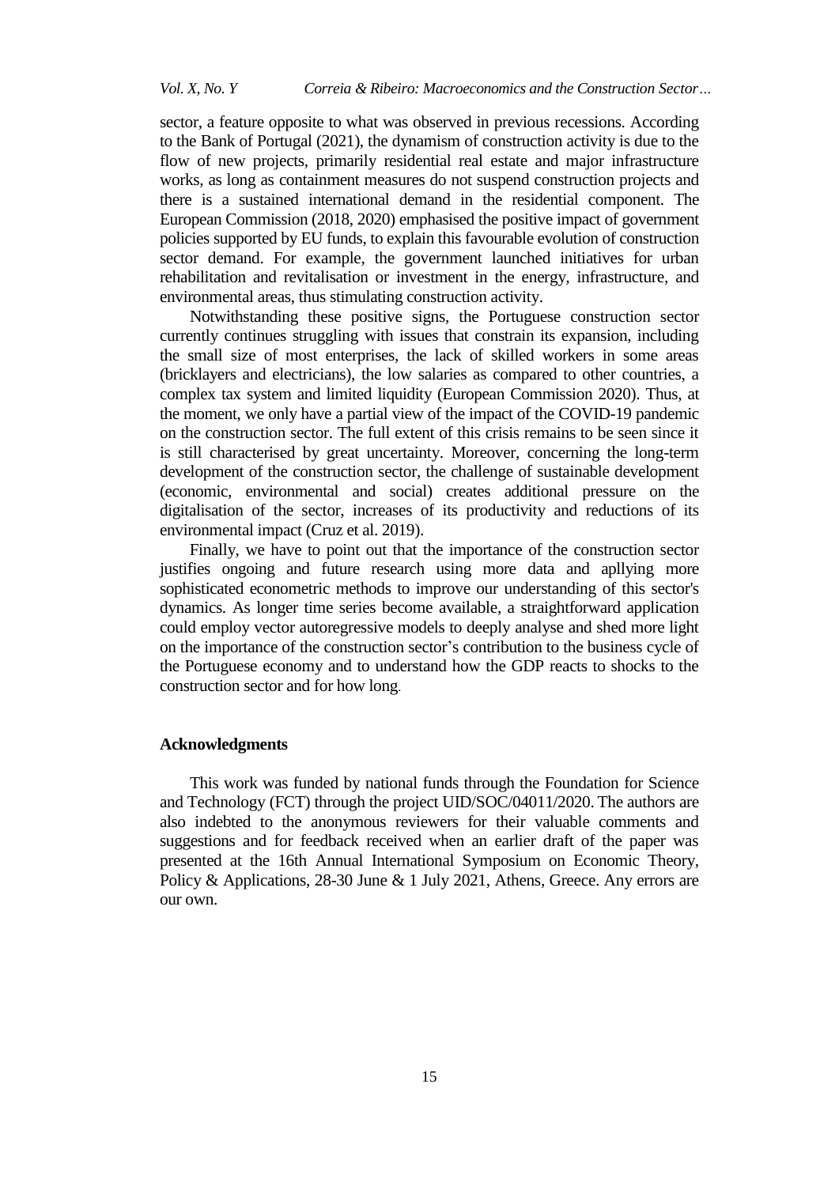sector, a feature opposite to what was observed in previous recessions. According to the Bank of Portugal (2021), the dynamism of construction activity is due to the flow of new projects, primarily residential real estate and major infrastructure works, as long as containment measures do not suspend construction projects and there is a sustained international demand in the residential component. The European Commission (2018, 2020) emphasised the positive impact of government policies supported by EU funds, to explain this favourable evolution of construction sector demand. For example, the government launched initiatives for urban rehabilitation and revitalisation or investment in the energy, infrastructure, and environmental areas, thus stimulating construction activity.

Notwithstanding these positive signs, the Portuguese construction sector currently continues struggling with issues that constrain its expansion, including the small size of most enterprises, the lack of skilled workers in some areas (bricklayers and electricians), the low salaries as compared to other countries, a complex tax system and limited liquidity (European Commission 2020). Thus, at the moment, we only have a partial view of the impact of the COVID-19 pandemic on the construction sector. The full extent of this crisis remains to be seen since it is still characterised by great uncertainty. Moreover, concerning the long-term development of the construction sector, the challenge of sustainable development (economic, environmental and social) creates additional pressure on the digitalisation of the sector, increases of its productivity and reductions of its environmental impact (Cruz et al. 2019).

Finally, we have to point out that the importance of the construction sector justifies ongoing and future research using more data and apllying more sophisticated econometric methods to improve our understanding of this sector's dynamics. As longer time series become available, a straightforward application could employ vector autoregressive models to deeply analyse and shed more light on the importance of the construction sector's contribution to the business cycle of the Portuguese economy and to understand how the GDP reacts to shocks to the construction sector and for how long.

### Acknowledgments

This work was funded by national funds through the Foundation for Science and Technology (FCT) through the project UID/SOC/04011/2020. The authors are also indebted to the anonymous reviewers for their valuable comments and suggestions and for feedback received when an earlier draft of the paper was presented at the 16th Annual International Symposium on Economic Theory, Policy & Applications, 28-30 June & 1 July 2021, Athens, Greece. Any errors are our own.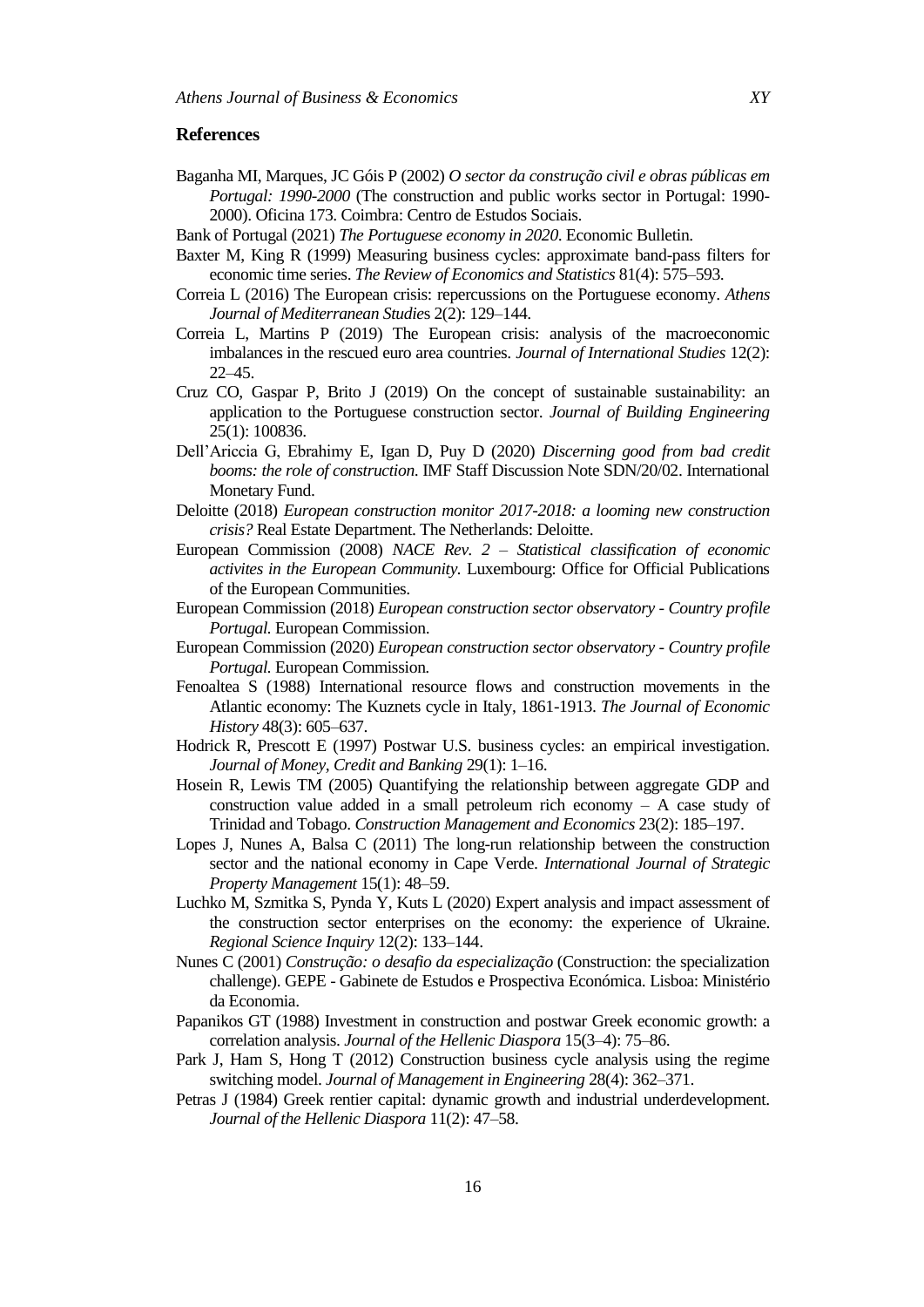## References

Baganha MI, Marques, JC Góis P (2002) *O sector da construção civil e obras públicas em Portugal: 1990-2000* (The construction and public works sector in Portugal: 1990-2000). Oficina 173. Coimbra: Centro de Estudos Sociais.

Bank of Portugal (2021) *The Portuguese economy in 2020*. Economic Bulletin.

Baxter M, King R (1999) Measuring business cycles: approximate band-pass filters for economic time series. *The Review of Economics and Statistics* 81(4): 575–593.

Correia L (2016) The European crisis: repercussions on the Portuguese economy. *Athens Journal of Mediterranean Studies* 2(2): 129–144.

Correia L, Martins P (2019) The European crisis: analysis of the macroeconomic imbalances in the rescued euro area countries. *Journal of International Studies* 12(2): 22–45.

Cruz CO, Gaspar P, Brito J (2019) On the concept of sustainable sustainability: an application to the Portuguese construction sector. *Journal of Building Engineering* 25(1): 100836.

Dell'Ariccia G, Ebrahimy E, Igan D, Puy D (2020) *Discerning good from bad credit booms: the role of construction*. IMF Staff Discussion Note SDN/20/02. International Monetary Fund.

Deloitte (2018) *European construction monitor 2017-2018: a looming new construction crisis?* Real Estate Department. The Netherlands: Deloitte.

European Commission (2008) *NACE Rev. 2 – Statistical classification of economic activites in the European Community.* Luxembourg: Office for Official Publications of the European Communities.

European Commission (2018) *European construction sector observatory - Country profile Portugal.* European Commission.

European Commission (2020) *European construction sector observatory - Country profile Portugal.* European Commission.

Fenoaltea S (1988) International resource flows and construction movements in the Atlantic economy: The Kuznets cycle in Italy, 1861-1913. *The Journal of Economic History* 48(3): 605–637.

Hodrick R, Prescott E (1997) Postwar U.S. business cycles: an empirical investigation. *Journal of Money, Credit and Banking* 29(1): 1–16.

Hosein R, Lewis TM (2005) Quantifying the relationship between aggregate GDP and construction value added in a small petroleum rich economy – A case study of Trinidad and Tobago. *Construction Management and Economics* 23(2): 185–197.

Lopes J, Nunes A, Balsa C (2011) The long-run relationship between the construction sector and the national economy in Cape Verde. *International Journal of Strategic Property Management* 15(1): 48–59.

Luchko M, Szmitka S, Pynda Y, Kuts L (2020) Expert analysis and impact assessment of the construction sector enterprises on the economy: the experience of Ukraine. *Regional Science Inquiry* 12(2): 133–144.

Nunes C (2001) *Construção: o desafio da especialização* (Construction: the specialization challenge). GEPE - Gabinete de Estudos e Prospectiva Económica. Lisboa: Ministério da Economia.

Papanikos GT (1988) Investment in construction and postwar Greek economic growth: a correlation analysis. *Journal of the Hellenic Diaspora* 15(3–4): 75–86.

Park J, Ham S, Hong T (2012) Construction business cycle analysis using the regime switching model. *Journal of Management in Engineering* 28(4): 362–371.

Petras J (1984) Greek rentier capital: dynamic growth and industrial underdevelopment. *Journal of the Hellenic Diaspora* 11(2): 47–58.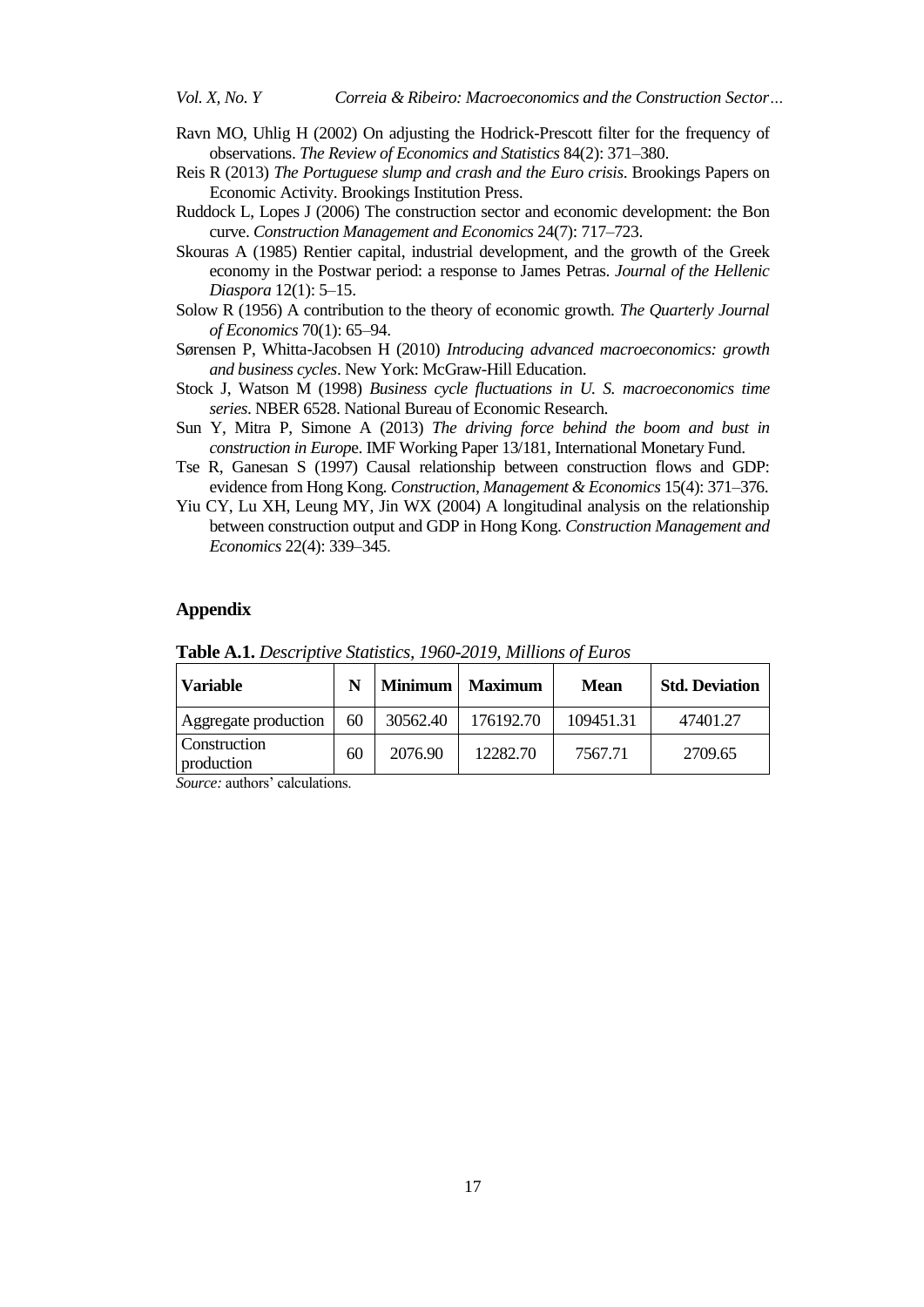Ravn MO, Uhlig H (2002) On adjusting the Hodrick-Prescott filter for the frequency of observations. *The Review of Economics and Statistics* 84(2): 371–380.

Reis R (2013) *The Portuguese slump and crash and the Euro crisis*. Brookings Papers on Economic Activity. Brookings Institution Press.

Ruddock L, Lopes J (2006) The construction sector and economic development: the Bon curve. *Construction Management and Economics* 24(7): 717–723.

Skouras A (1985) Rentier capital, industrial development, and the growth of the Greek economy in the Postwar period: a response to James Petras. *Journal of the Hellenic Diaspora* 12(1): 5–15.

Solow R (1956) A contribution to the theory of economic growth. *The Quarterly Journal of Economics* 70(1): 65–94.

Sørensen P, Whitta-Jacobsen H (2010) *Introducing advanced macroeconomics: growth and business cycles*. New York: McGraw-Hill Education.

Stock J, Watson M (1998) *Business cycle fluctuations in U. S. macroeconomics time series*. NBER 6528. National Bureau of Economic Research.

Sun Y, Mitra P, Simone A (2013) *The driving force behind the boom and bust in construction in Europe*. IMF Working Paper 13/181, International Monetary Fund.

Tse R, Ganesan S (1997) Causal relationship between construction flows and GDP: evidence from Hong Kong. *Construction, Management & Economics* 15(4): 371–376.

Yiu CY, Lu XH, Leung MY, Jin WX (2004) A longitudinal analysis on the relationship between construction output and GDP in Hong Kong. *Construction Management and Economics* 22(4): 339–345.

## Appendix

**Table A.1.** *Descriptive Statistics, 1960-2019, Millions of Euros*

| Variable | N | Minimum | Maximum | Mean | Std. Deviation |
|---|---|---|---|---|---|
| Aggregate production | 60 | 30562.40 | 176192.70 | 109451.31 | 47401.27 |
| Construction production | 60 | 2076.90 | 12282.70 | 7567.71 | 2709.65 |

*Source:* authors' calculations.